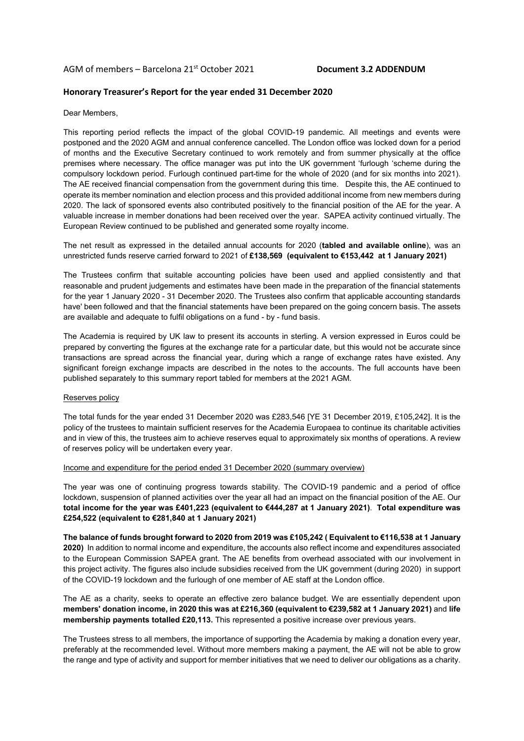AGM of members – Barcelona 21st October 2021 **Document 3.2 ADDENDUM**

## Honorary Treasurer's Report for the year ended 31 December 2020

Dear Members,

This reporting period reflects the impact of the global COVID-19 pandemic. All meetings and events were postponed and the 2020 AGM and annual conference cancelled. The London office was locked down for a period of months and the Executive Secretary continued to work remotely and from summer physically at the office premises where necessary. The office manager was put into the UK government 'furlough 'scheme during the compulsory lockdown period. Furlough continued part-time for the whole of 2020 (and for six months into 2021). The AE received financial compensation from the government during this time. Despite this, the AE continued to operate its member nomination and election process and this provided additional income from new members during 2020. The lack of sponsored events also contributed positively to the financial position of the AE for the year. A valuable increase in member donations had been received over the year. SAPEA activity continued virtually. The European Review continued to be published and generated some royalty income.

The net result as expressed in the detailed annual accounts for 2020 (**tabled and available online**), was an unrestricted funds reserve carried forward to 2021 of **£138,569 (equivalent to €153,442 at 1 January 2021)**

The Trustees confirm that suitable accounting policies have been used and applied consistently and that reasonable and prudent judgements and estimates have been made in the preparation of the financial statements for the year 1 January 2020 - 31 December 2020. The Trustees also confirm that applicable accounting standards have' been followed and that the financial statements have been prepared on the going concern basis. The assets are available and adequate to fulfil obligations on a fund - by - fund basis.

The Academia is required by UK law to present its accounts in sterling. A version expressed in Euros could be prepared by converting the figures at the exchange rate for a particular date, but this would not be accurate since transactions are spread across the financial year, during which a range of exchange rates have existed. Any significant foreign exchange impacts are described in the notes to the accounts. The full accounts have been published separately to this summary report tabled for members at the 2021 AGM.

### Reserves policy

The total funds for the year ended 31 December 2020 was £283,546 [YE 31 December 2019, £105,242]. It is the policy of the trustees to maintain sufficient reserves for the Academia Europaea to continue its charitable activities and in view of this, the trustees aim to achieve reserves equal to approximately six months of operations. A review of reserves policy will be undertaken every year.

### Income and expenditure for the period ended 31 December 2020 (summary overview)

The year was one of continuing progress towards stability. The COVID-19 pandemic and a period of office lockdown, suspension of planned activities over the year all had an impact on the financial position of the AE. Our **total income for the year was £401,223 (equivalent to €444,287 at 1 January 2021)**. **Total expenditure was £254,522 (equivalent to €281,840 at 1 January 2021)**

**The balance of funds brought forward to 2020 from 2019 was £105,242 ( Equivalent to €116,538 at 1 January 2020)** In addition to normal income and expenditure, the accounts also reflect income and expenditures associated to the European Commission SAPEA grant. The AE benefits from overhead associated with our involvement in this project activity. The figures also include subsidies received from the UK government (during 2020) in support of the COVID-19 lockdown and the furlough of one member of AE staff at the London office.

The AE as a charity, seeks to operate an effective zero balance budget. We are essentially dependent upon **members' donation income, in 2020 this was at £216,360 (equivalent to €239,582 at 1 January 2021)** and **life membership payments totalled £20,113.** This represented a positive increase over previous years.

The Trustees stress to all members, the importance of supporting the Academia by making a donation every year, preferably at the recommended level. Without more members making a payment, the AE will not be able to grow the range and type of activity and support for member initiatives that we need to deliver our obligations as a charity.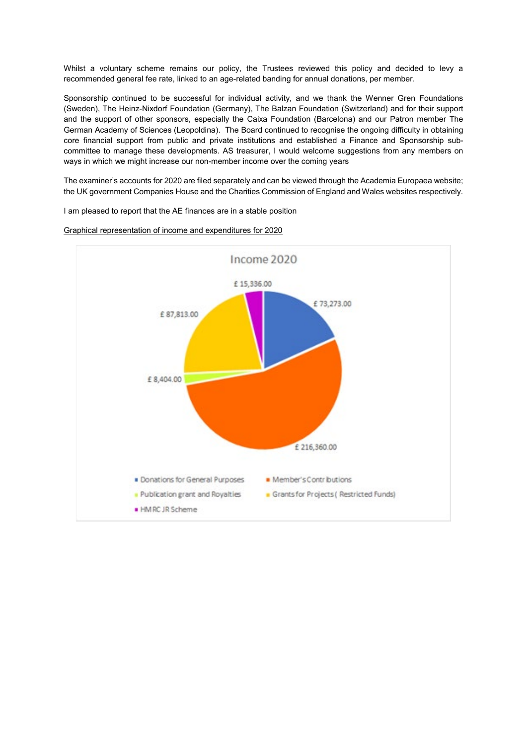Whilst a voluntary scheme remains our policy, the Trustees reviewed this policy and decided to levy a recommended general fee rate, linked to an age-related banding for annual donations, per member.

Sponsorship continued to be successful for individual activity, and we thank the Wenner Gren Foundations (Sweden), The Heinz-Nixdorf Foundation (Germany), The Balzan Foundation (Switzerland) and for their support and the support of other sponsors, especially the Caixa Foundation (Barcelona) and our Patron member The German Academy of Sciences (Leopoldina). The Board continued to recognise the ongoing difficulty in obtaining core financial support from public and private institutions and established a Finance and Sponsorship sub-committee to manage these developments. AS treasurer, I would welcome suggestions from any members on ways in which we might increase our non-member income over the coming years

The examiner's accounts for 2020 are filed separately and can be viewed through the Academia Europaea website; the UK government Companies House and the Charities Commission of England and Wales websites respectively.

I am pleased to report that the AE finances are in a stable position

Graphical representation of income and expenditures for 2020

**Income 2020**

| Category | Amount |
| --- | --- |
| Donations for General Purposes | £ 73,273.00 |
| Member's Contributions | £ 216,360.00 |
| Publication grant and Royalties | £ 8,404.00 |
| Grants for Projects ( Restricted Funds) | £ 87,813.00 |
| HMRC JR Scheme | £ 15,336.00 |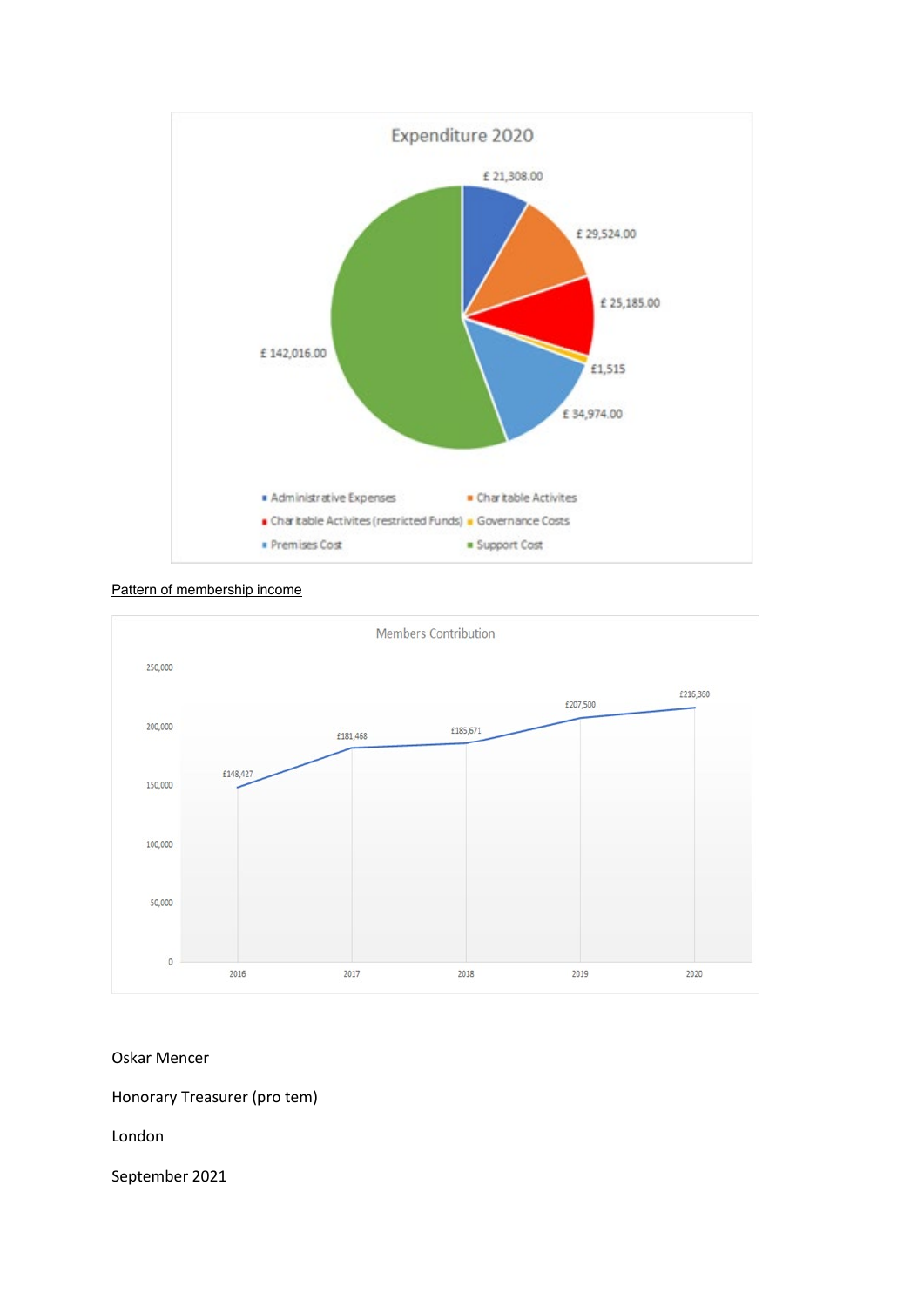Expenditure 2020

£ 21,308.00

£ 29,524.00

£ 25,185.00

£1,515

£ 34,974.00

£ 142,016.00

Administrative Expenses
Charitable Activites
Charitable Activites (restricted Funds)
Governance Costs
Premises Cost
Support Cost

Pattern of membership income

Members Contribution

250,000
200,000
150,000
100,000
50,000
0

2016 2017 2018 2019 2020

£148,427
£181,468
£185,671
£207,500
£216,360

Oskar Mencer

Honorary Treasurer (pro tem)

London

September 2021